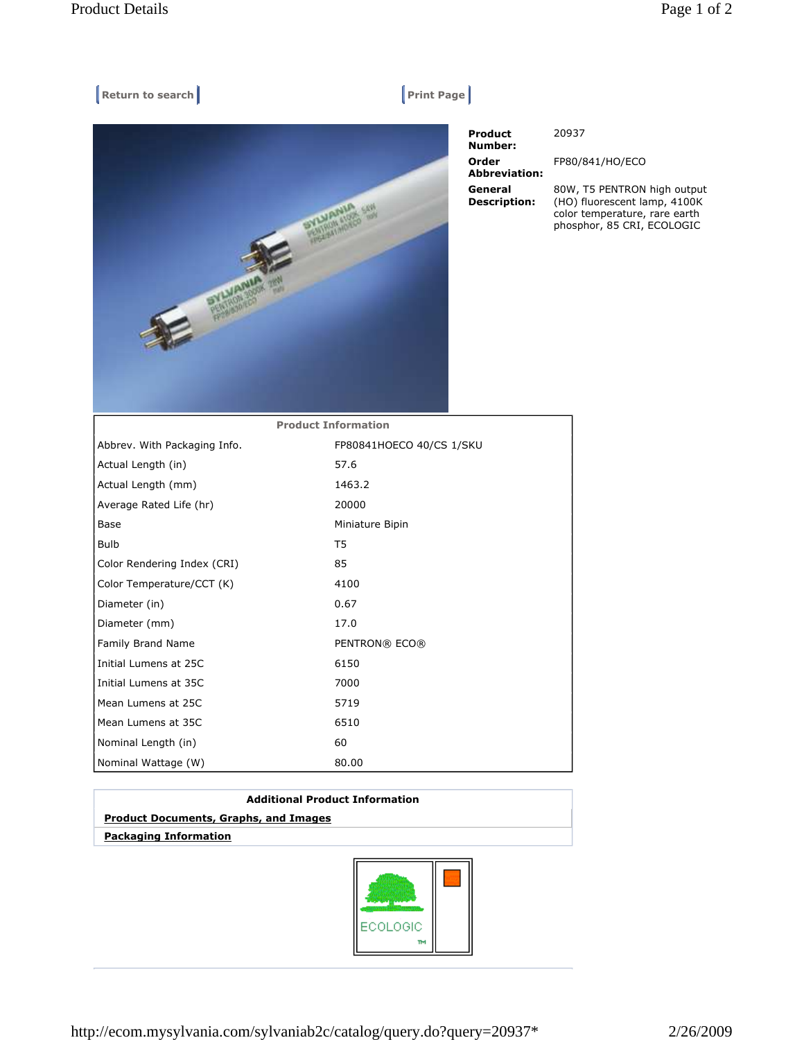Return to search | Print Page

| | |
|---|---|
| **Product Number:** | 20937 |
| **Order Abbreviation:** | FP80/841/HO/ECO |
| **General Description:** | 80W, T5 PENTRON high output (HO) fluorescent lamp, 4100K color temperature, rare earth phosphor, 85 CRI, ECOLOGIC |

| Product Information | |
|---|---|
| Abbrev. With Packaging Info. | FP80841HOECO 40/CS 1/SKU |
| Actual Length (in) | 57.6 |
| Actual Length (mm) | 1463.2 |
| Average Rated Life (hr) | 20000 |
| Base | Miniature Bipin |
| Bulb | T5 |
| Color Rendering Index (CRI) | 85 |
| Color Temperature/CCT (K) | 4100 |
| Diameter (in) | 0.67 |
| Diameter (mm) | 17.0 |
| Family Brand Name | PENTRON® ECO® |
| Initial Lumens at 25C | 6150 |
| Initial Lumens at 35C | 7000 |
| Mean Lumens at 25C | 5719 |
| Mean Lumens at 35C | 6510 |
| Nominal Length (in) | 60 |
| Nominal Wattage (W) | 80.00 |

**Additional Product Information**

**Product Documents, Graphs, and Images**

**Packaging Information**

ECOLOGIC™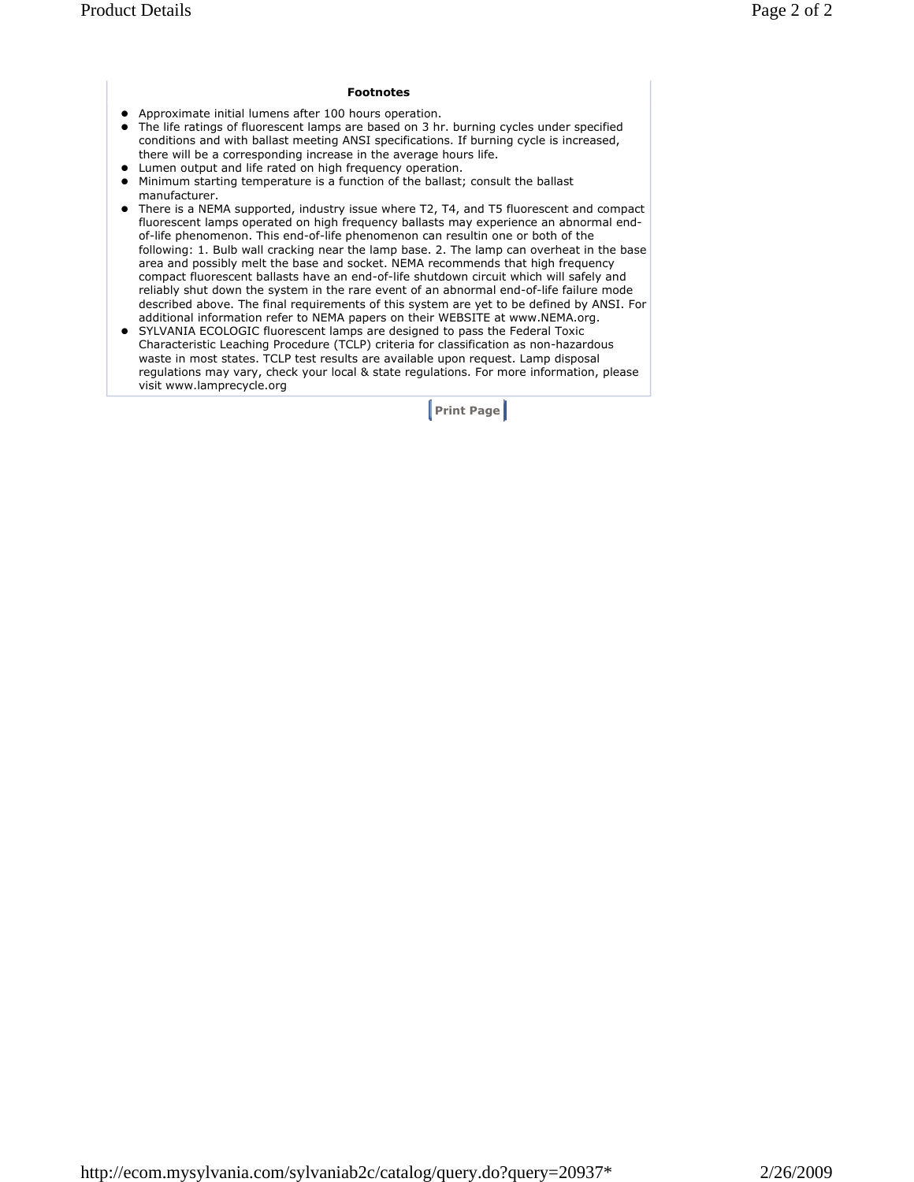**Footnotes**

- Approximate initial lumens after 100 hours operation.
- The life ratings of fluorescent lamps are based on 3 hr. burning cycles under specified conditions and with ballast meeting ANSI specifications. If burning cycle is increased, there will be a corresponding increase in the average hours life.
- Lumen output and life rated on high frequency operation.
- Minimum starting temperature is a function of the ballast; consult the ballast manufacturer.
- There is a NEMA supported, industry issue where T2, T4, and T5 fluorescent and compact fluorescent lamps operated on high frequency ballasts may experience an abnormal end-of-life phenomenon. This end-of-life phenomenon can resultin one or both of the following: 1. Bulb wall cracking near the lamp base. 2. The lamp can overheat in the base area and possibly melt the base and socket. NEMA recommends that high frequency compact fluorescent ballasts have an end-of-life shutdown circuit which will safely and reliably shut down the system in the rare event of an abnormal end-of-life failure mode described above. The final requirements of this system are yet to be defined by ANSI. For additional information refer to NEMA papers on their WEBSITE at www.NEMA.org.
- SYLVANIA ECOLOGIC fluorescent lamps are designed to pass the Federal Toxic Characteristic Leaching Procedure (TCLP) criteria for classification as non-hazardous waste in most states. TCLP test results are available upon request. Lamp disposal regulations may vary, check your local & state regulations. For more information, please visit www.lamprecycle.org

Print Page